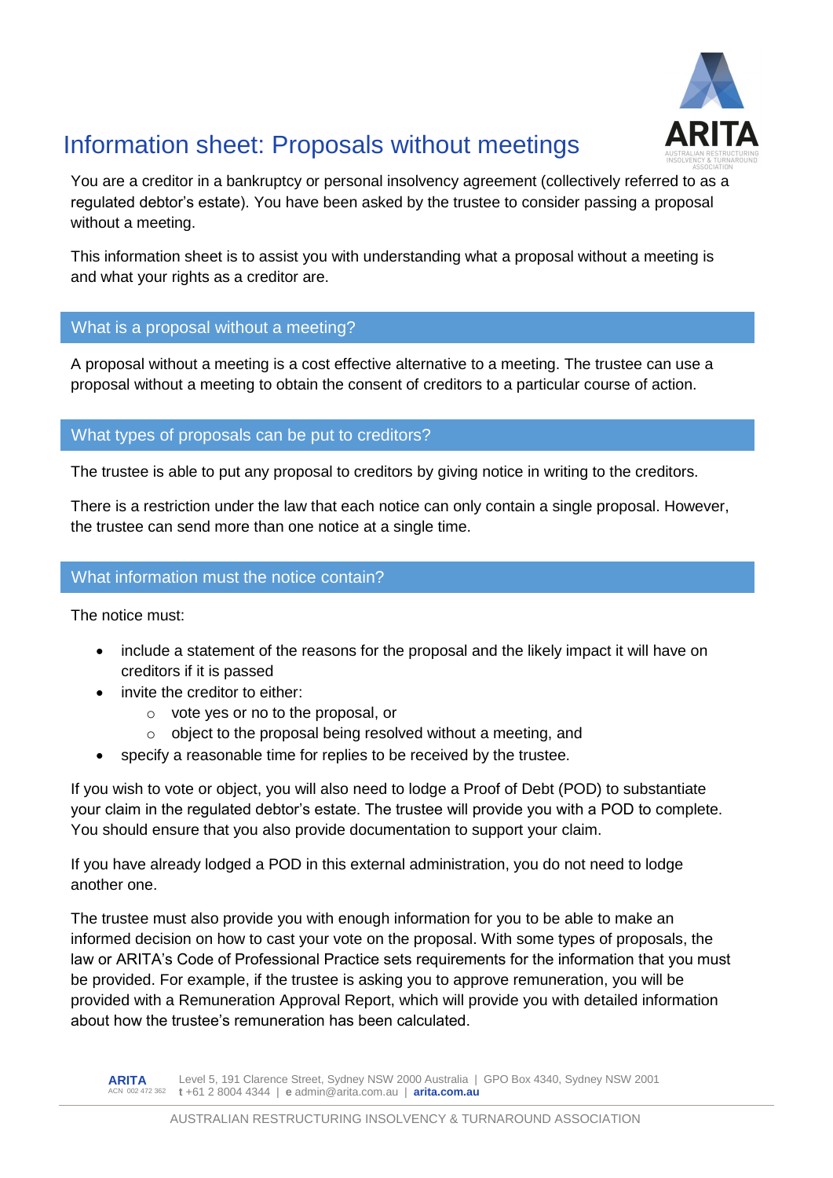# Information sheet: Proposals without meetings

You are a creditor in a bankruptcy or personal insolvency agreement (collectively referred to as a regulated debtor's estate). You have been asked by the trustee to consider passing a proposal without a meeting.

This information sheet is to assist you with understanding what a proposal without a meeting is and what your rights as a creditor are.

## What is a proposal without a meeting?

A proposal without a meeting is a cost effective alternative to a meeting. The trustee can use a proposal without a meeting to obtain the consent of creditors to a particular course of action.

## What types of proposals can be put to creditors?

The trustee is able to put any proposal to creditors by giving notice in writing to the creditors.

There is a restriction under the law that each notice can only contain a single proposal. However, the trustee can send more than one notice at a single time.

## What information must the notice contain?

The notice must:

- include a statement of the reasons for the proposal and the likely impact it will have on creditors if it is passed
- invite the creditor to either:
    - vote yes or no to the proposal, or
    - object to the proposal being resolved without a meeting, and
- specify a reasonable time for replies to be received by the trustee.

If you wish to vote or object, you will also need to lodge a Proof of Debt (POD) to substantiate your claim in the regulated debtor's estate. The trustee will provide you with a POD to complete. You should ensure that you also provide documentation to support your claim.

If you have already lodged a POD in this external administration, you do not need to lodge another one.

The trustee must also provide you with enough information for you to be able to make an informed decision on how to cast your vote on the proposal. With some types of proposals, the law or ARITA's Code of Professional Practice sets requirements for the information that you must be provided. For example, if the trustee is asking you to approve remuneration, you will be provided with a Remuneration Approval Report, which will provide you with detailed information about how the trustee's remuneration has been calculated.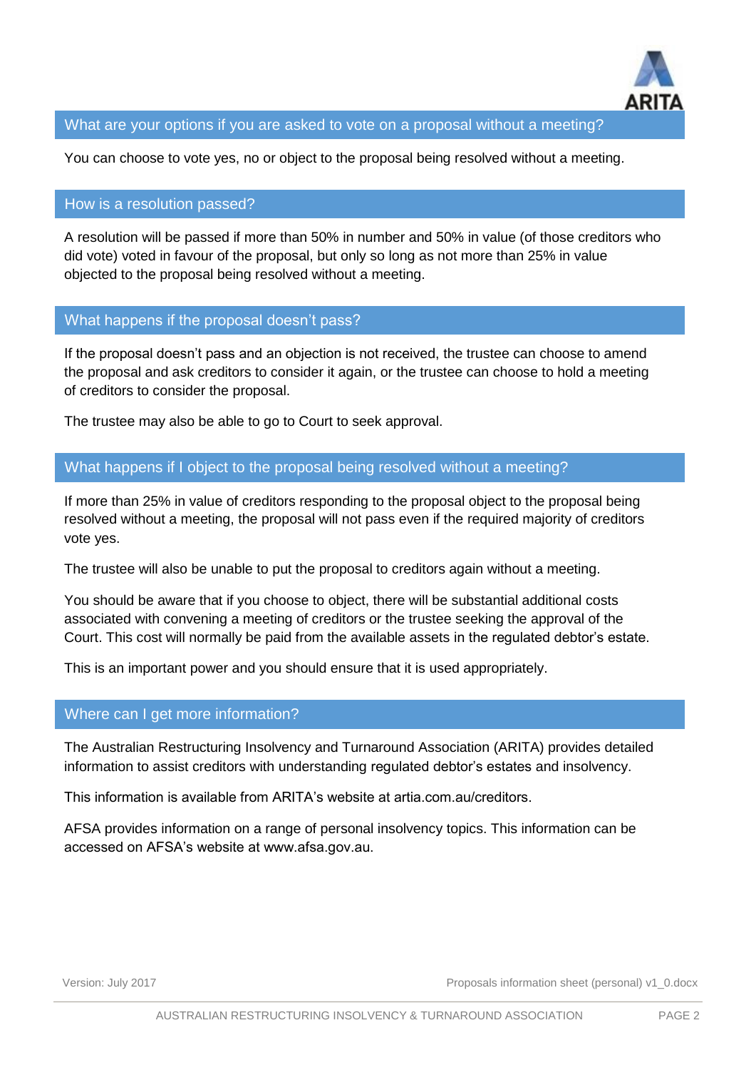## What are your options if you are asked to vote on a proposal without a meeting?

You can choose to vote yes, no or object to the proposal being resolved without a meeting.

## How is a resolution passed?

A resolution will be passed if more than 50% in number and 50% in value (of those creditors who did vote) voted in favour of the proposal, but only so long as not more than 25% in value objected to the proposal being resolved without a meeting.

## What happens if the proposal doesn't pass?

If the proposal doesn't pass and an objection is not received, the trustee can choose to amend the proposal and ask creditors to consider it again, or the trustee can choose to hold a meeting of creditors to consider the proposal.

The trustee may also be able to go to Court to seek approval.

## What happens if I object to the proposal being resolved without a meeting?

If more than 25% in value of creditors responding to the proposal object to the proposal being resolved without a meeting, the proposal will not pass even if the required majority of creditors vote yes.

The trustee will also be unable to put the proposal to creditors again without a meeting.

You should be aware that if you choose to object, there will be substantial additional costs associated with convening a meeting of creditors or the trustee seeking the approval of the Court. This cost will normally be paid from the available assets in the regulated debtor's estate.

This is an important power and you should ensure that it is used appropriately.

## Where can I get more information?

The Australian Restructuring Insolvency and Turnaround Association (ARITA) provides detailed information to assist creditors with understanding regulated debtor's estates and insolvency.

This information is available from ARITA's website at artia.com.au/creditors.

AFSA provides information on a range of personal insolvency topics. This information can be accessed on AFSA's website at www.afsa.gov.au.

Version: July 2017

Proposals information sheet (personal) v1_0.docx